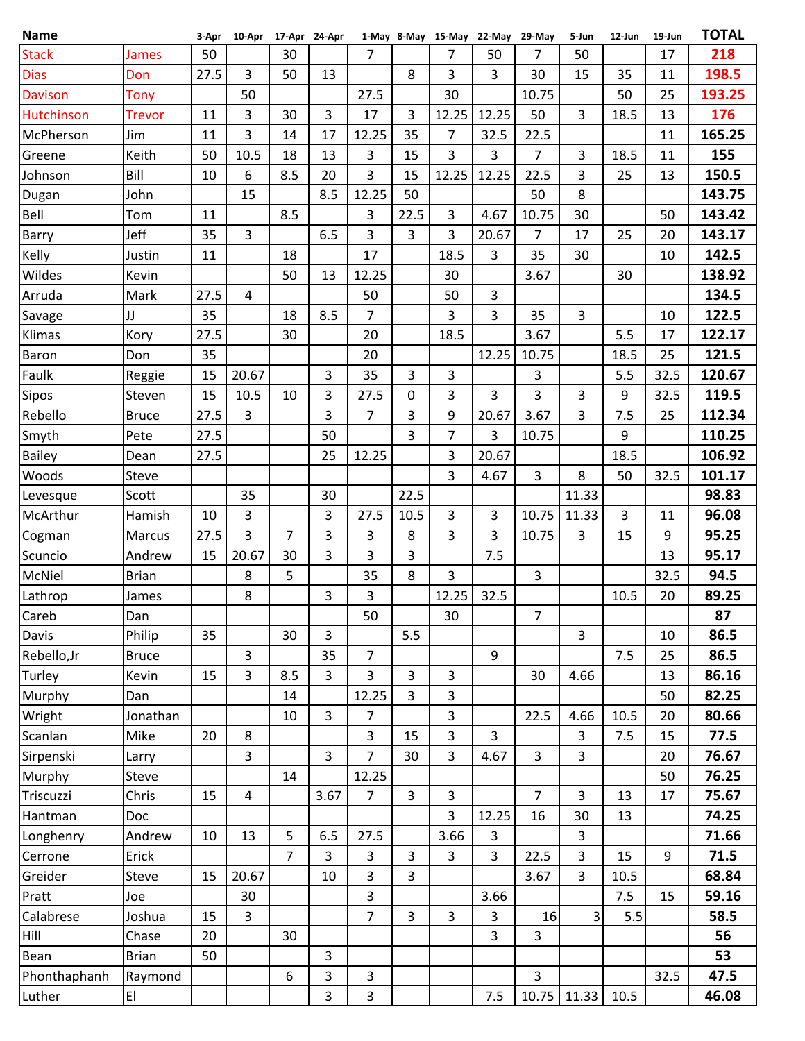| Name | | 3-Apr | 10-Apr | 17-Apr | 24-Apr | 1-May | 8-May | 15-May | 22-May | 29-May | 5-Jun | 12-Jun | 19-Jun | TOTAL |
|---|---|---|---|---|---|---|---|---|---|---|---|---|---|---|
| Stack | James | 50 | | 30 | | 7 | | 7 | 50 | 7 | 50 | | 17 | **218** |
| Dias | Don | 27.5 | 3 | 50 | 13 | | 8 | 3 | 3 | 30 | 15 | 35 | 11 | **198.5** |
| Davison | Tony | | 50 | | | 27.5 | | 30 | | 10.75 | | 50 | 25 | **193.25** |
| Hutchinson | Trevor | 11 | 3 | 30 | 3 | 17 | 3 | 12.25 | 12.25 | 50 | 3 | 18.5 | 13 | **176** |
| McPherson | Jim | 11 | 3 | 14 | 17 | 12.25 | 35 | 7 | 32.5 | 22.5 | | | 11 | **165.25** |
| Greene | Keith | 50 | 10.5 | 18 | 13 | 3 | 15 | 3 | 3 | 7 | 3 | 18.5 | 11 | **155** |
| Johnson | Bill | 10 | 6 | 8.5 | 20 | 3 | 15 | 12.25 | 12.25 | 22.5 | 3 | 25 | 13 | **150.5** |
| Dugan | John | | 15 | | 8.5 | 12.25 | 50 | | | 50 | 8 | | | **143.75** |
| Bell | Tom | 11 | | 8.5 | | 3 | 22.5 | 3 | 4.67 | 10.75 | 30 | | 50 | **143.42** |
| Barry | Jeff | 35 | 3 | | 6.5 | 3 | 3 | 3 | 20.67 | 7 | 17 | 25 | 20 | **143.17** |
| Kelly | Justin | 11 | | 18 | | 17 | | 18.5 | 3 | 35 | 30 | | 10 | **142.5** |
| Wildes | Kevin | | | 50 | 13 | 12.25 | | 30 | | 3.67 | | 30 | | **138.92** |
| Arruda | Mark | 27.5 | 4 | | | 50 | | 50 | 3 | | | | | **134.5** |
| Savage | JJ | 35 | | 18 | 8.5 | 7 | | 3 | 3 | 35 | 3 | | 10 | **122.5** |
| Klimas | Kory | 27.5 | | 30 | | 20 | | 18.5 | | 3.67 | | 5.5 | 17 | **122.17** |
| Baron | Don | 35 | | | | 20 | | | 12.25 | 10.75 | | 18.5 | 25 | **121.5** |
| Faulk | Reggie | 15 | 20.67 | | 3 | 35 | 3 | 3 | | 3 | | 5.5 | 32.5 | **120.67** |
| Sipos | Steven | 15 | 10.5 | 10 | 3 | 27.5 | 0 | 3 | 3 | 3 | 3 | 9 | 32.5 | **119.5** |
| Rebello | Bruce | 27.5 | 3 | | 3 | 7 | 3 | 9 | 20.67 | 3.67 | 3 | 7.5 | 25 | **112.34** |
| Smyth | Pete | 27.5 | | | 50 | | 3 | 7 | 3 | 10.75 | | 9 | | **110.25** |
| Bailey | Dean | 27.5 | | | 25 | 12.25 | | 3 | 20.67 | | | 18.5 | | **106.92** |
| Woods | Steve | | | | | | | 3 | 4.67 | 3 | 8 | 50 | 32.5 | **101.17** |
| Levesque | Scott | | 35 | | 30 | | 22.5 | | | | 11.33 | | | **98.83** |
| McArthur | Hamish | 10 | 3 | | 3 | 27.5 | 10.5 | 3 | 3 | 10.75 | 11.33 | 3 | 11 | **96.08** |
| Cogman | Marcus | 27.5 | 3 | 7 | 3 | 3 | 8 | 3 | 3 | 10.75 | 3 | 15 | 9 | **95.25** |
| Scuncio | Andrew | 15 | 20.67 | 30 | 3 | 3 | 3 | | 7.5 | | | | 13 | **95.17** |
| McNiel | Brian | | 8 | 5 | | 35 | 8 | 3 | | 3 | | | 32.5 | **94.5** |
| Lathrop | James | | 8 | | 3 | 3 | | 12.25 | 32.5 | | | 10.5 | 20 | **89.25** |
| Careb | Dan | | | | | 50 | | 30 | | 7 | | | | **87** |
| Davis | Philip | 35 | | 30 | 3 | | 5.5 | | | | 3 | | 10 | **86.5** |
| Rebello,Jr | Bruce | | 3 | | 35 | 7 | | | 9 | | | 7.5 | 25 | **86.5** |
| Turley | Kevin | 15 | 3 | 8.5 | 3 | 3 | 3 | 3 | | 30 | 4.66 | | 13 | **86.16** |
| Murphy | Dan | | | 14 | | 12.25 | 3 | 3 | | | | | 50 | **82.25** |
| Wright | Jonathan | | | 10 | 3 | 7 | | 3 | | 22.5 | 4.66 | 10.5 | 20 | **80.66** |
| Scanlan | Mike | 20 | 8 | | | 3 | 15 | 3 | 3 | | 3 | 7.5 | 15 | **77.5** |
| Sirpenski | Larry | | 3 | | 3 | 7 | 30 | 3 | 4.67 | 3 | 3 | | 20 | **76.67** |
| Murphy | Steve | | | 14 | | 12.25 | | | | | | | 50 | **76.25** |
| Triscuzzi | Chris | 15 | 4 | | 3.67 | 7 | 3 | 3 | | 7 | 3 | 13 | 17 | **75.67** |
| Hantman | Doc | | | | | | | 3 | 12.25 | 16 | 30 | 13 | | **74.25** |
| Longhenry | Andrew | 10 | 13 | 5 | 6.5 | 27.5 | | 3.66 | 3 | | 3 | | | **71.66** |
| Cerrone | Erick | | | 7 | 3 | 3 | 3 | 3 | 3 | 22.5 | 3 | 15 | 9 | **71.5** |
| Greider | Steve | 15 | 20.67 | | 10 | 3 | 3 | | | 3.67 | 3 | 10.5 | | **68.84** |
| Pratt | Joe | | 30 | | | 3 | | | 3.66 | | | 7.5 | 15 | **59.16** |
| Calabrese | Joshua | 15 | 3 | | | 7 | 3 | 3 | 3 | 16 | 3 | 5.5 | | **58.5** |
| Hill | Chase | 20 | | 30 | | | | | 3 | 3 | | | | **56** |
| Bean | Brian | 50 | | | 3 | | | | | | | | | **53** |
| Phonthaphanh | Raymond | | | 6 | 3 | 3 | | | | 3 | | | 32.5 | **47.5** |
| Luther | El | | | | 3 | 3 | | | 7.5 | 10.75 | 11.33 | 10.5 | | **46.08** |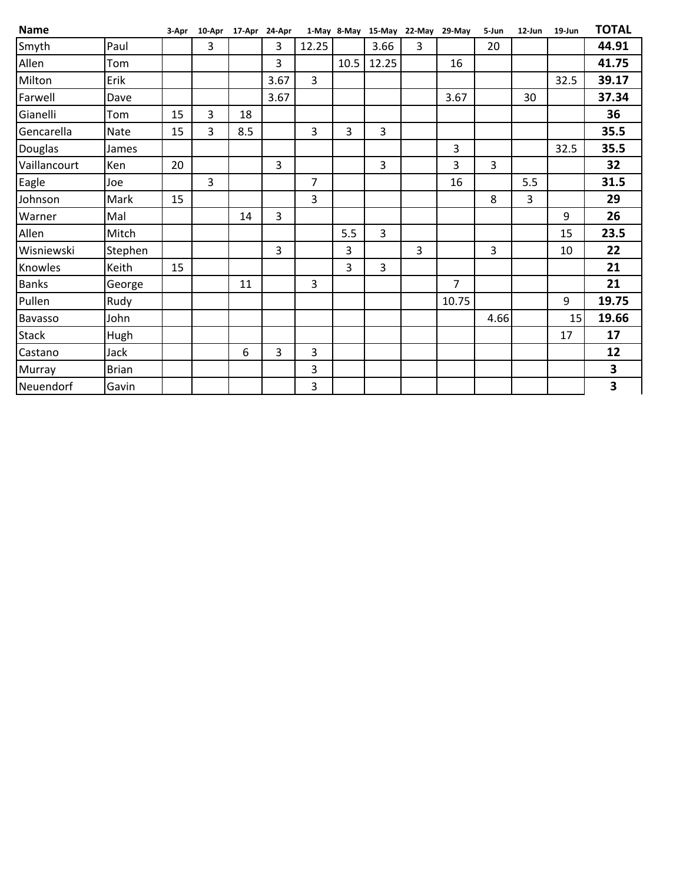| Name | | 3-Apr | 10-Apr | 17-Apr | 24-Apr | 1-May | 8-May | 15-May | 22-May | 29-May | 5-Jun | 12-Jun | 19-Jun | TOTAL |
|---|---|---|---|---|---|---|---|---|---|---|---|---|---|---|
| Smyth | Paul | | 3 | | 3 | 12.25 | | 3.66 | 3 | | 20 | | | **44.91** |
| Allen | Tom | | | | 3 | | 10.5 | 12.25 | | 16 | | | | **41.75** |
| Milton | Erik | | | | 3.67 | 3 | | | | | | | 32.5 | **39.17** |
| Farwell | Dave | | | | 3.67 | | | | | 3.67 | | 30 | | **37.34** |
| Gianelli | Tom | 15 | 3 | 18 | | | | | | | | | | **36** |
| Gencarella | Nate | 15 | 3 | 8.5 | | 3 | 3 | 3 | | | | | | **35.5** |
| Douglas | James | | | | | | | | | 3 | | | 32.5 | **35.5** |
| Vaillancourt | Ken | 20 | | | 3 | | | 3 | | 3 | 3 | | | **32** |
| Eagle | Joe | | 3 | | | 7 | | | | 16 | | 5.5 | | **31.5** |
| Johnson | Mark | 15 | | | | 3 | | | | | 8 | 3 | | **29** |
| Warner | Mal | | | 14 | 3 | | | | | | | | 9 | **26** |
| Allen | Mitch | | | | | | 5.5 | 3 | | | | | 15 | **23.5** |
| Wisniewski | Stephen | | | | 3 | | 3 | | 3 | | 3 | | 10 | **22** |
| Knowles | Keith | 15 | | | | | 3 | 3 | | | | | | **21** |
| Banks | George | | | 11 | | 3 | | | | 7 | | | | **21** |
| Pullen | Rudy | | | | | | | | | 10.75 | | | 9 | **19.75** |
| Bavasso | John | | | | | | | | | | 4.66 | | 15 | **19.66** |
| Stack | Hugh | | | | | | | | | | | | 17 | **17** |
| Castano | Jack | | | 6 | 3 | 3 | | | | | | | | **12** |
| Murray | Brian | | | | | 3 | | | | | | | | **3** |
| Neuendorf | Gavin | | | | | 3 | | | | | | | | **3** |